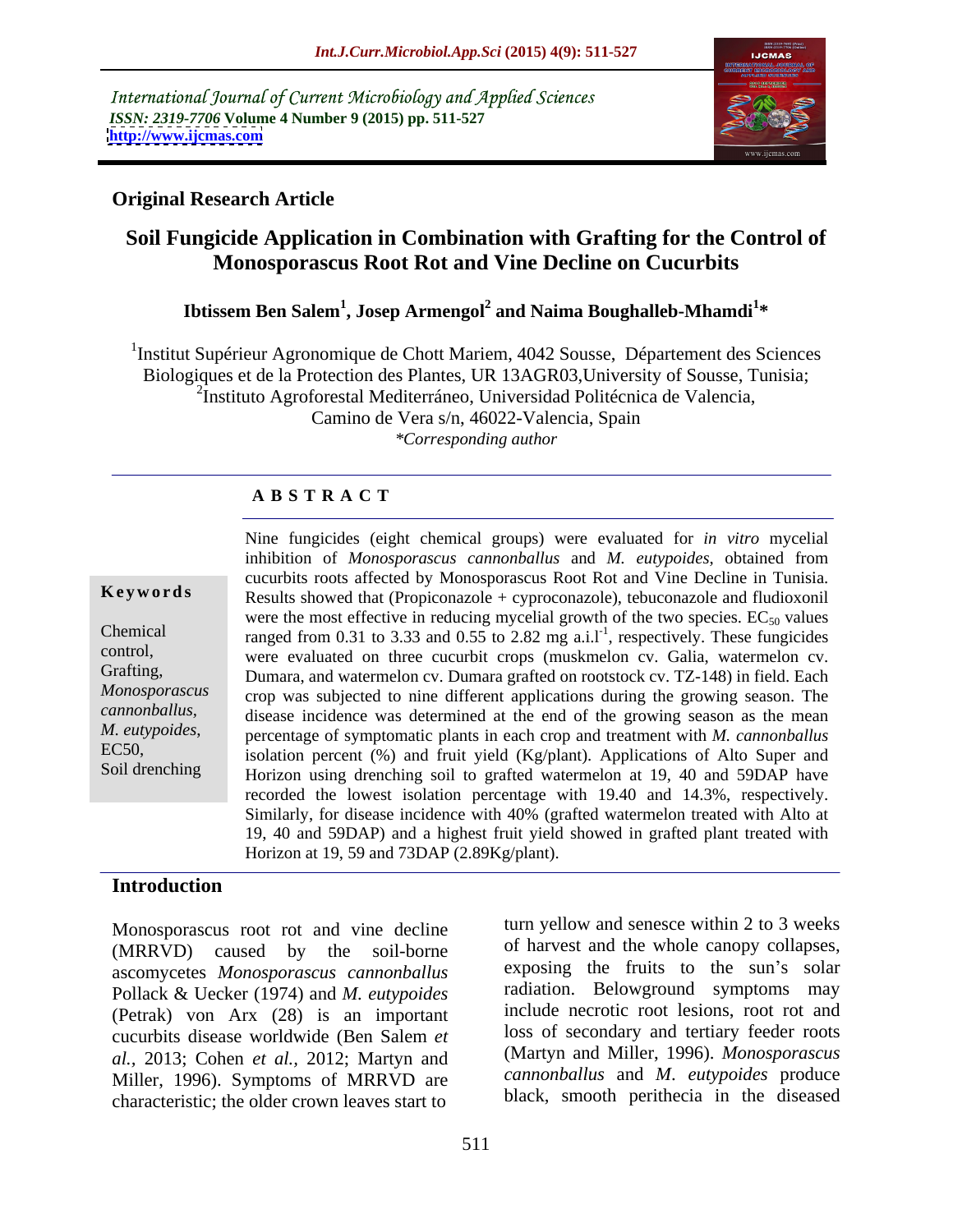International Journal of Current Microbiology and Applied Sciences
*ISSN: 2319-7706* **Volume 4 Number 9 (2015) pp. 511-527**
**http://www.ijcmas.com**

**Original Research Article**

# Soil Fungicide Application in Combination with Grafting for the Control of Monosporascus Root Rot and Vine Decline on Cucurbits

**Ibtissem Ben Salem[1], Josep Armengol[2] and Naima Boughalleb-Mhamdi[1]***

[1]Institut Supérieur Agronomique de Chott Mariem, 4042 Sousse, Département des Sciences Biologiques et de la Protection des Plantes, UR 13AGR03,University of Sousse, Tunisia;
[2]Instituto Agroforestal Mediterráneo, Universidad Politécnica de Valencia, Camino de Vera s/n, 46022-Valencia, Spain
*\*Corresponding author*

## ABSTRACT

**Keywords**

Chemical control, Grafting, *Monosporascus cannonballus*, *M. eutypoides*, EC50, Soil drenching

Nine fungicides (eight chemical groups) were evaluated for *in vitro* mycelial inhibition of *Monosporascus cannonballus* and *M. eutypoides*, obtained from cucurbits roots affected by Monosporascus Root Rot and Vine Decline in Tunisia. Results showed that (Propiconazole + cyproconazole), tebuconazole and fludioxonil were the most effective in reducing mycelial growth of the two species. $EC_{50}$ values ranged from 0.31 to 3.33 and 0.55 to 2.82 mg a.i.$l^{-1}$, respectively. These fungicides were evaluated on three cucurbit crops (muskmelon cv. Galia, watermelon cv. Dumara, and watermelon cv. Dumara grafted on rootstock cv. TZ-148) in field. Each crop was subjected to nine different applications during the growing season. The disease incidence was determined at the end of the growing season as the mean percentage of symptomatic plants in each crop and treatment with *M. cannonballus* isolation percent (%) and fruit yield (Kg/plant). Applications of Alto Super and Horizon using drenching soil to grafted watermelon at 19, 40 and 59DAP have recorded the lowest isolation percentage with 19.40 and 14.3%, respectively. Similarly, for disease incidence with 40% (grafted watermelon treated with Alto at 19, 40 and 59DAP) and a highest fruit yield showed in grafted plant treated with Horizon at 19, 59 and 73DAP (2.89Kg/plant).

## Introduction

Monosporascus root rot and vine decline (MRRVD) caused by the soil-borne ascomycetes *Monosporascus cannonballus* Pollack & Uecker (1974) and *M. eutypoides* (Petrak) von Arx (28) is an important cucurbits disease worldwide (Ben Salem *et al.,* 2013; Cohen *et al.,* 2012; Martyn and Miller, 1996). Symptoms of MRRVD are characteristic; the older crown leaves start to turn yellow and senesce within 2 to 3 weeks of harvest and the whole canopy collapses, exposing the fruits to the sun's solar radiation. Belowground symptoms may include necrotic root lesions, root rot and loss of secondary and tertiary feeder roots (Martyn and Miller, 1996). *Monosporascus cannonballus* and *M. eutypoides* produce black, smooth perithecia in the diseased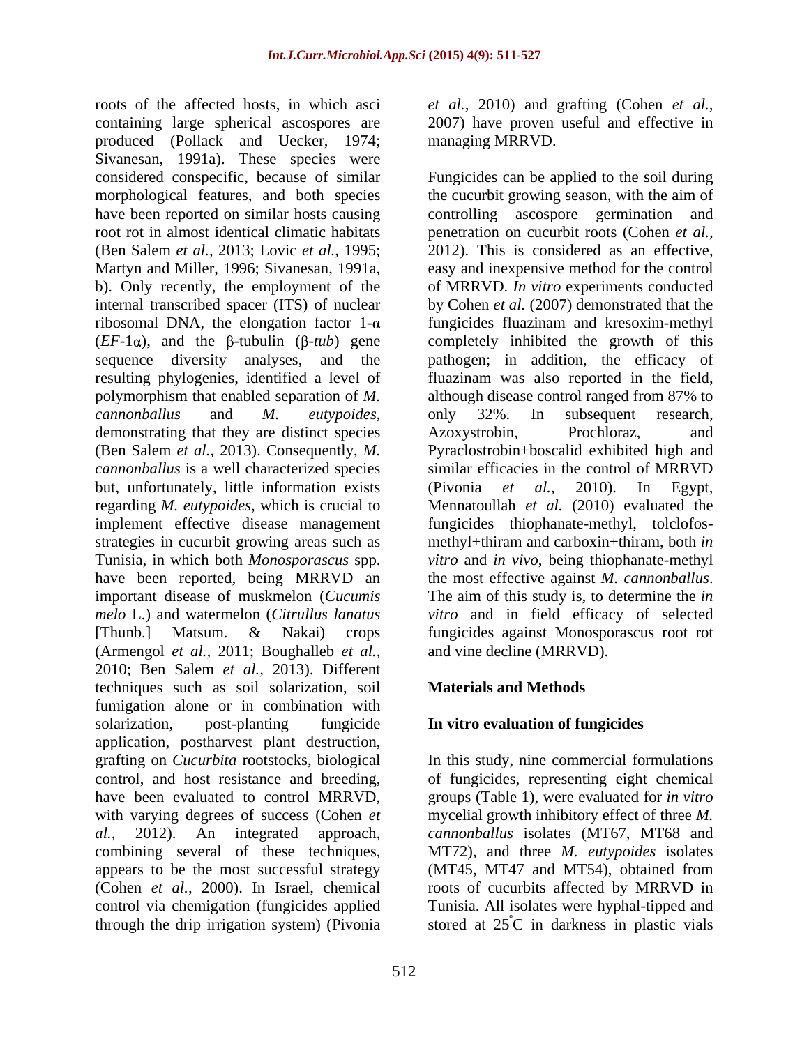roots of the affected hosts, in which asci containing large spherical ascospores are produced (Pollack and Uecker, 1974; Sivanesan, 1991a). These species were considered conspecific, because of similar morphological features, and both species have been reported on similar hosts causing root rot in almost identical climatic habitats (Ben Salem *et al.,* 2013; Lovic *et al.,* 1995; Martyn and Miller, 1996; Sivanesan, 1991a, b). Only recently, the employment of the internal transcribed spacer (ITS) of nuclear ribosomal DNA, the elongation factor 1-$\alpha$ (*EF*-1$\alpha$), and the $\beta$-tubulin ($\beta$-*tub*) gene sequence diversity analyses, and the resulting phylogenies, identified a level of polymorphism that enabled separation of *M. cannonballus* and *M. eutypoides*, demonstrating that they are distinct species (Ben Salem *et al.,* 2013). Consequently, *M. cannonballus* is a well characterized species but, unfortunately, little information exists regarding *M. eutypoides*, which is crucial to implement effective disease management strategies in cucurbit growing areas such as Tunisia, in which both *Monosporascus* spp. have been reported, being MRRVD an important disease of muskmelon (*Cucumis melo* L.) and watermelon (*Citrullus lanatus* [Thunb.] Matsum. & Nakai) crops (Armengol *et al.,* 2011; Boughalleb *et al.,* 2010; Ben Salem *et al.,* 2013). Different techniques such as soil solarization, soil fumigation alone or in combination with solarization, post-planting fungicide application, postharvest plant destruction, grafting on *Cucurbita* rootstocks, biological control, and host resistance and breeding, have been evaluated to control MRRVD, with varying degrees of success (Cohen *et al.,* 2012). An integrated approach, combining several of these techniques, appears to be the most successful strategy (Cohen *et al.,* 2000). In Israel, chemical control via chemigation (fungicides applied through the drip irrigation system) (Pivonia *et al.,* 2010) and grafting (Cohen *et al.,* 2007) have proven useful and effective in managing MRRVD.

Fungicides can be applied to the soil during the cucurbit growing season, with the aim of controlling ascospore germination and penetration on cucurbit roots (Cohen *et al.,* 2012). This is considered as an effective, easy and inexpensive method for the control of MRRVD. *In vitro* experiments conducted by Cohen *et al.* (2007) demonstrated that the fungicides fluazinam and kresoxim-methyl completely inhibited the growth of this pathogen; in addition, the efficacy of fluazinam was also reported in the field, although disease control ranged from 87% to only 32%. In subsequent research, Azoxystrobin, Prochloraz, and Pyraclostrobin+boscalid exhibited high and similar efficacies in the control of MRRVD (Pivonia *et al.,* 2010). In Egypt, Mennatoullah *et al.* (2010) evaluated the fungicides thiophanate-methyl, tolclofos-methyl+thiram and carboxin+thiram, both *in vitro* and *in vivo*, being thiophanate-methyl the most effective against *M. cannonballus*. The aim of this study is, to determine the *in vitro* and in field efficacy of selected fungicides against Monosporascus root rot and vine decline (MRRVD).

## Materials and Methods

### In vitro evaluation of fungicides

In this study, nine commercial formulations of fungicides, representing eight chemical groups (Table 1), were evaluated for *in vitro* mycelial growth inhibitory effect of three *M. cannonballus* isolates (MT67, MT68 and MT72), and three *M. eutypoides* isolates (MT45, MT47 and MT54), obtained from roots of cucurbits affected by MRRVD in Tunisia. All isolates were hyphal-tipped and stored at 25°C in darkness in plastic vials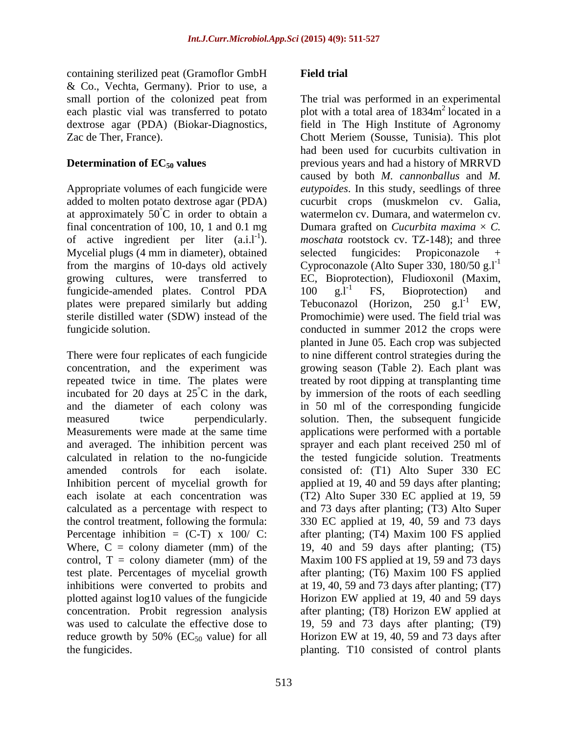containing sterilized peat (Gramoflor GmbH & Co., Vechta, Germany). Prior to use, a small portion of the colonized peat from each plastic vial was transferred to potato dextrose agar (PDA) (Biokar-Diagnostics, Zac de Ther, France).

**Determination of $EC_{50}$ values**

Appropriate volumes of each fungicide were added to molten potato dextrose agar (PDA) at approximately 50°C in order to obtain a final concentration of 100, 10, 1 and 0.1 mg of active ingredient per liter (a.i.l$^{-1}$). Mycelial plugs (4 mm in diameter), obtained from the margins of 10-days old actively growing cultures, were transferred to fungicide-amended plates. Control PDA plates were prepared similarly but adding sterile distilled water (SDW) instead of the fungicide solution.

There were four replicates of each fungicide concentration, and the experiment was repeated twice in time. The plates were incubated for 20 days at 25°C in the dark, and the diameter of each colony was measured twice perpendicularly. Measurements were made at the same time and averaged. The inhibition percent was calculated in relation to the no-fungicide amended controls for each isolate. Inhibition percent of mycelial growth for each isolate at each concentration was calculated as a percentage with respect to the control treatment, following the formula: Percentage inhibition = (C-T) x 100/ C: Where, C = colony diameter (mm) of the control, T = colony diameter (mm) of the test plate. Percentages of mycelial growth inhibitions were converted to probits and plotted against log10 values of the fungicide concentration. Probit regression analysis was used to calculate the effective dose to reduce growth by 50% ($EC_{50}$ value) for all the fungicides.

**Field trial**

The trial was performed in an experimental plot with a total area of 1834m$^2$ located in a field in The High Institute of Agronomy Chott Meriem (Sousse, Tunisia). This plot had been used for cucurbits cultivation in previous years and had a history of MRRVD caused by both *M. cannonballus* and *M. eutypoides*. In this study, seedlings of three cucurbit crops (muskmelon cv. Galia, watermelon cv. Dumara, and watermelon cv. Dumara grafted on *Cucurbita maxima* × *C. moschata* rootstock cv. TZ-148); and three selected fungicides: Propiconazole + Cyproconazole (Alto Super 330, 180/50 g.l$^{-1}$ EC, Bioprotection), Fludioxonil (Maxim, 100 g.l$^{-1}$ FS, Bioprotection) and Tebuconazol (Horizon, 250 g.l$^{-1}$ EW, Promochimie) were used. The field trial was conducted in summer 2012 the crops were planted in June 05. Each crop was subjected to nine different control strategies during the growing season (Table 2). Each plant was treated by root dipping at transplanting time by immersion of the roots of each seedling in 50 ml of the corresponding fungicide solution. Then, the subsequent fungicide applications were performed with a portable sprayer and each plant received 250 ml of the tested fungicide solution. Treatments consisted of: (T1) Alto Super 330 EC applied at 19, 40 and 59 days after planting; (T2) Alto Super 330 EC applied at 19, 59 and 73 days after planting; (T3) Alto Super 330 EC applied at 19, 40, 59 and 73 days after planting; (T4) Maxim 100 FS applied 19, 40 and 59 days after planting; (T5) Maxim 100 FS applied at 19, 59 and 73 days after planting; (T6) Maxim 100 FS applied at 19, 40, 59 and 73 days after planting; (T7) Horizon EW applied at 19, 40 and 59 days after planting; (T8) Horizon EW applied at 19, 59 and 73 days after planting; (T9) Horizon EW at 19, 40, 59 and 73 days after planting. T10 consisted of control plants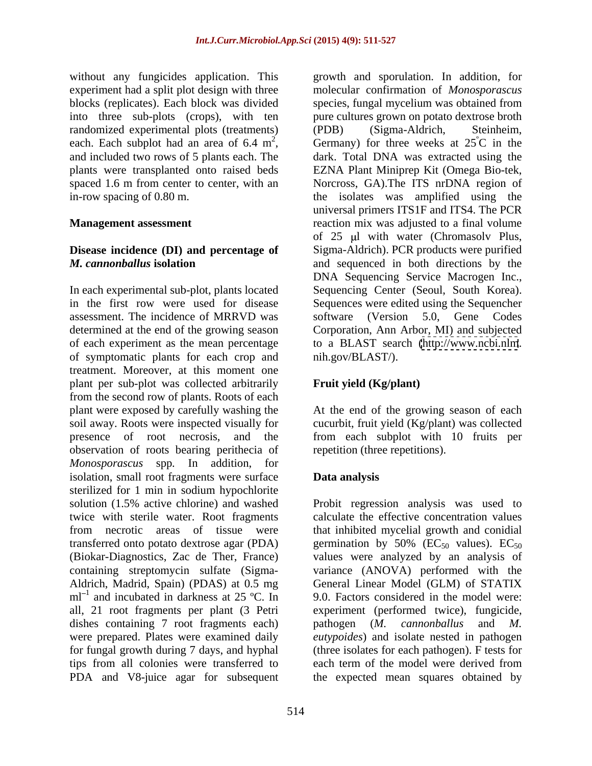without any fungicides application. This experiment had a split plot design with three blocks (replicates). Each block was divided into three sub-plots (crops), with ten randomized experimental plots (treatments) each. Each subplot had an area of 6.4 $m^2$, and included two rows of 5 plants each. The plants were transplanted onto raised beds spaced 1.6 m from center to center, with an in-row spacing of 0.80 m.

## Management assessment

### Disease incidence (DI) and percentage of *M. cannonballus* isolation

In each experimental sub-plot, plants located in the first row were used for disease assessment. The incidence of MRRVD was determined at the end of the growing season of each experiment as the mean percentage of symptomatic plants for each crop and treatment. Moreover, at this moment one plant per sub-plot was collected arbitrarily from the second row of plants. Roots of each plant were exposed by carefully washing the soil away. Roots were inspected visually for presence of root necrosis, and the observation of roots bearing perithecia of *Monosporascus* spp. In addition, for isolation, small root fragments were surface sterilized for 1 min in sodium hypochlorite solution (1.5% active chlorine) and washed twice with sterile water. Root fragments from necrotic areas of tissue were transferred onto potato dextrose agar (PDA) (Biokar-Diagnostics, Zac de Ther, France) containing streptomycin sulfate (Sigma-Aldrich, Madrid, Spain) (PDAS) at 0.5 mg $ml^{-1}$ and incubated in darkness at 25 ºC. In all, 21 root fragments per plant (3 Petri dishes containing 7 root fragments each) were prepared. Plates were examined daily for fungal growth during 7 days, and hyphal tips from all colonies were transferred to PDA and V8-juice agar for subsequent growth and sporulation. In addition, for molecular confirmation of *Monosporascus* species, fungal mycelium was obtained from pure cultures grown on potato dextrose broth (PDB) (Sigma-Aldrich, Steinheim, Germany) for three weeks at 25°C in the dark. Total DNA was extracted using the EZNA Plant Miniprep Kit (Omega Bio-tek, Norcross, GA).The ITS nrDNA region of the isolates was amplified using the universal primers ITS1F and ITS4. The PCR reaction mix was adjusted to a final volume of 25 µl with water (Chromasolv Plus, Sigma-Aldrich). PCR products were purified and sequenced in both directions by the DNA Sequencing Service Macrogen Inc., Sequencing Center (Seoul, South Korea). Sequences were edited using the Sequencher software (Version 5.0, Gene Codes Corporation, Ann Arbor, MI) and subjected to a BLAST search (http://www.ncbi.nlm.nih.gov/BLAST/).

### Fruit yield (Kg/plant)

At the end of the growing season of each cucurbit, fruit yield (Kg/plant) was collected from each subplot with 10 fruits per repetition (three repetitions).

## Data analysis

Probit regression analysis was used to calculate the effective concentration values that inhibited mycelial growth and conidial germination by 50% ($EC_{50}$ values). $EC_{50}$ values were analyzed by an analysis of variance (ANOVA) performed with the General Linear Model (GLM) of STATIX 9.0. Factors considered in the model were: experiment (performed twice), fungicide, pathogen (*M. cannonballus* and *M. eutypoides*) and isolate nested in pathogen (three isolates for each pathogen). F tests for each term of the model were derived from the expected mean squares obtained by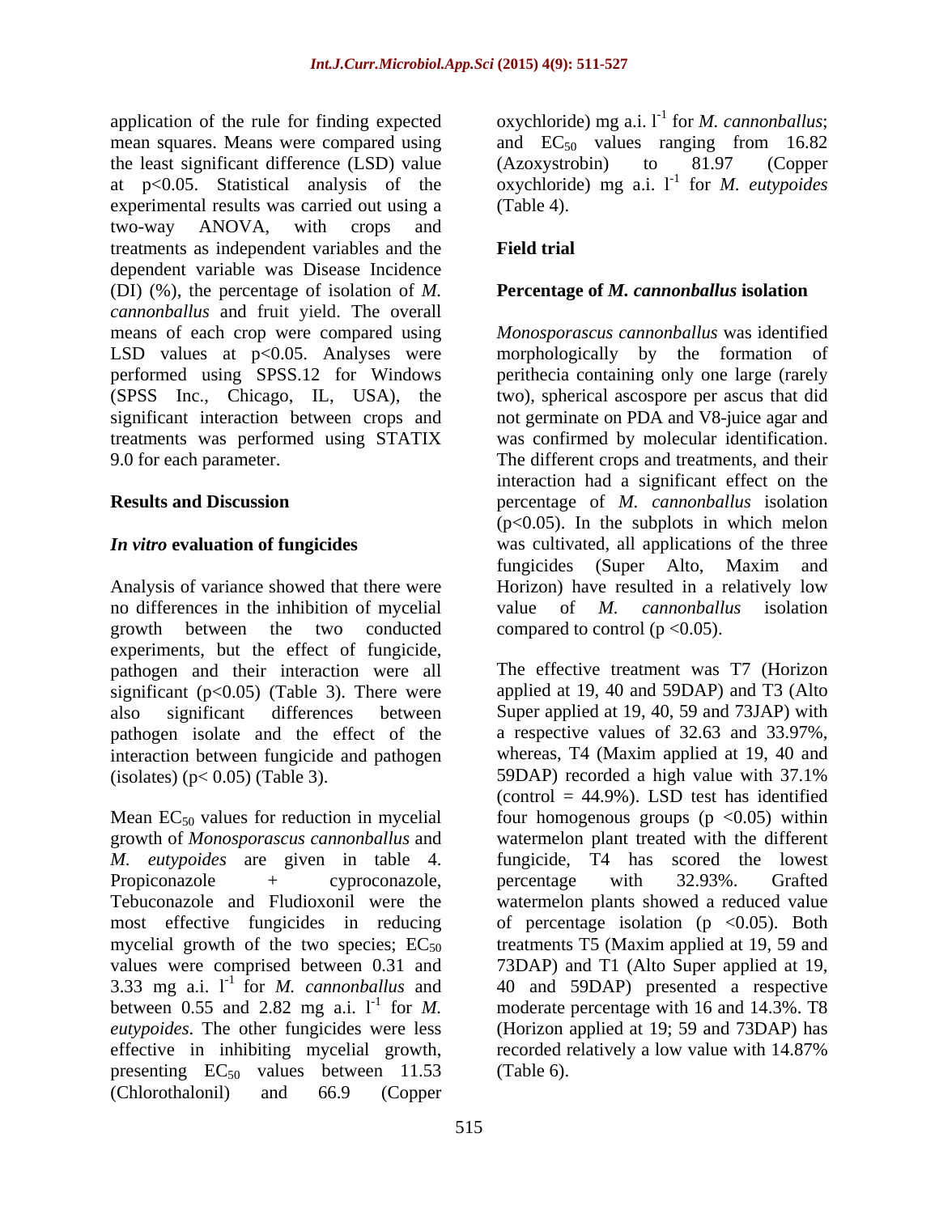application of the rule for finding expected mean squares. Means were compared using the least significant difference (LSD) value at $p<0.05$. Statistical analysis of the experimental results was carried out using a two-way ANOVA, with crops and treatments as independent variables and the dependent variable was Disease Incidence (DI) (%), the percentage of isolation of *M. cannonballus* and fruit yield. The overall means of each crop were compared using LSD values at $p<0.05$. Analyses were performed using SPSS.12 for Windows (SPSS Inc., Chicago, IL, USA), the significant interaction between crops and treatments was performed using STATIX 9.0 for each parameter.

## Results and Discussion

### *In vitro* evaluation of fungicides

Analysis of variance showed that there were no differences in the inhibition of mycelial growth between the two conducted experiments, but the effect of fungicide, pathogen and their interaction were all significant ($p<0.05$) (Table 3). There were also significant differences between pathogen isolate and the effect of the interaction between fungicide and pathogen (isolates) ($p< 0.05$) (Table 3).

Mean $EC_{50}$ values for reduction in mycelial growth of *Monosporascus cannonballus* and *M. eutypoides* are given in table 4. Propiconazole + cyproconazole, Tebuconazole and Fludioxonil were the most effective fungicides in reducing mycelial growth of the two species; $EC_{50}$ values were comprised between 0.31 and 3.33 mg a.i. $l^{-1}$ for *M. cannonballus* and between 0.55 and 2.82 mg a.i. $l^{-1}$ for *M. eutypoides*. The other fungicides were less effective in inhibiting mycelial growth, presenting $EC_{50}$ values between 11.53 (Chlorothalonil) and 66.9 (Copper oxychloride) mg a.i. $l^{-1}$ for *M. cannonballus*; and $EC_{50}$ values ranging from 16.82 (Azoxystrobin) to 81.97 (Copper oxychloride) mg a.i. $l^{-1}$ for *M. eutypoides* (Table 4).

### Field trial

### Percentage of *M. cannonballus* isolation

*Monosporascus cannonballus* was identified morphologically by the formation of perithecia containing only one large (rarely two), spherical ascospore per ascus that did not germinate on PDA and V8-juice agar and was confirmed by molecular identification. The different crops and treatments, and their interaction had a significant effect on the percentage of *M. cannonballus* isolation ($p<0.05$). In the subplots in which melon was cultivated, all applications of the three fungicides (Super Alto, Maxim and Horizon) have resulted in a relatively low value of *M. cannonballus* isolation compared to control ($p <0.05$).

The effective treatment was T7 (Horizon applied at 19, 40 and 59DAP) and T3 (Alto Super applied at 19, 40, 59 and 73JAP) with a respective values of 32.63 and 33.97%, whereas, T4 (Maxim applied at 19, 40 and 59DAP) recorded a high value with 37.1% (control = 44.9%). LSD test has identified four homogenous groups ($p <0.05$) within watermelon plant treated with the different fungicide, T4 has scored the lowest percentage with 32.93%. Grafted watermelon plants showed a reduced value of percentage isolation ($p <0.05$). Both treatments T5 (Maxim applied at 19, 59 and 73DAP) and T1 (Alto Super applied at 19, 40 and 59DAP) presented a respective moderate percentage with 16 and 14.3%. T8 (Horizon applied at 19; 59 and 73DAP) has recorded relatively a low value with 14.87% (Table 6).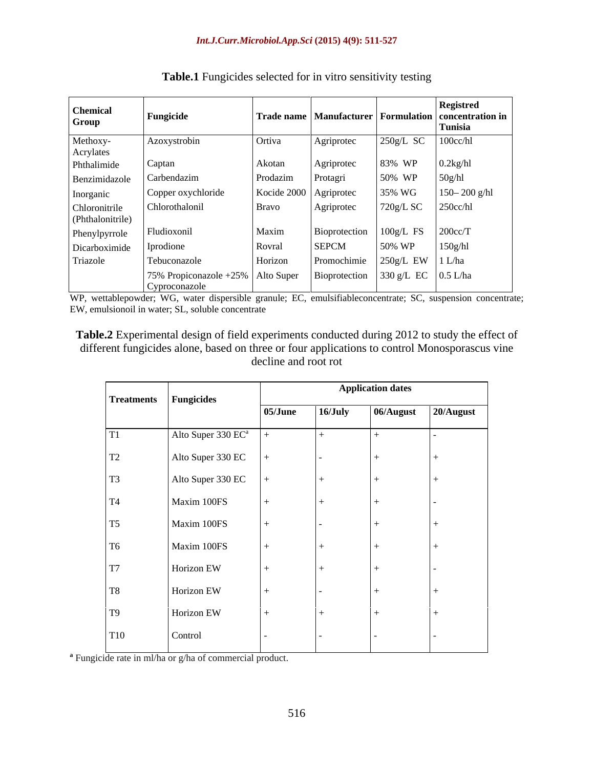**Table.1** Fungicides selected for in vitro sensitivity testing

| Chemical Group | Fungicide | Trade name | Manufacturer | Formulation | Registred concentration in Tunisia |
|---|---|---|---|---|---|
| Methoxy-Acrylates | Azoxystrobin | Ortiva | Agriprotec | 250g/L SC | 100cc/hl |
| Phthalimide | Captan | Akotan | Agriprotec | 83% WP | 0.2kg/hl |
| Benzimidazole | Carbendazim | Prodazim | Protagri | 50% WP | 50g/hl |
| Inorganic | Copper oxychloride | Kocide 2000 | Agriprotec | 35% WG | 150– 200 g/hl |
| Chloronitrile (Phthalonitrile) | Chlorothalonil | Bravo | Agriprotec | 720g/L SC | 250cc/hl |
| Phenylpyrrole | Fludioxonil | Maxim | Bioprotection | 100g/L FS | 200cc/T |
| Dicarboximide | Iprodione | Rovral | SEPCM | 50% WP | 150g/hl |
| Triazole | Tebuconazole | Horizon | Promochimie | 250g/L EW | 1 L/ha |
| | 75% Propiconazole +25% Cyproconazole | Alto Super | Bioprotection | 330 g/L EC | 0.5 L/ha |

WP, wettablepowder; WG, water dispersible granule; EC, emulsifiableconcentrate; SC, suspension concentrate; EW, emulsionoil in water; SL, soluble concentrate

**Table.2** Experimental design of field experiments conducted during 2012 to study the effect of different fungicides alone, based on three or four applications to control Monosporascus vine decline and root rot

| Treatments | Fungicides | Application dates | | | |
|---|---|---|---|---|---|
| | | 05/June | 16/July | 06/August | 20/August |
| T1 | Alto Super 330 EC[a] | + | + | + | - |
| T2 | Alto Super 330 EC | + | - | + | + |
| T3 | Alto Super 330 EC | + | + | + | + |
| T4 | Maxim 100FS | + | + | + | - |
| T5 | Maxim 100FS | + | - | + | + |
| T6 | Maxim 100FS | + | + | + | + |
| T7 | Horizon EW | + | + | + | - |
| T8 | Horizon EW | + | - | + | + |
| T9 | Horizon EW | + | + | + | + |
| T10 | Control | - | - | - | - |

[a] Fungicide rate in ml/ha or g/ha of commercial product.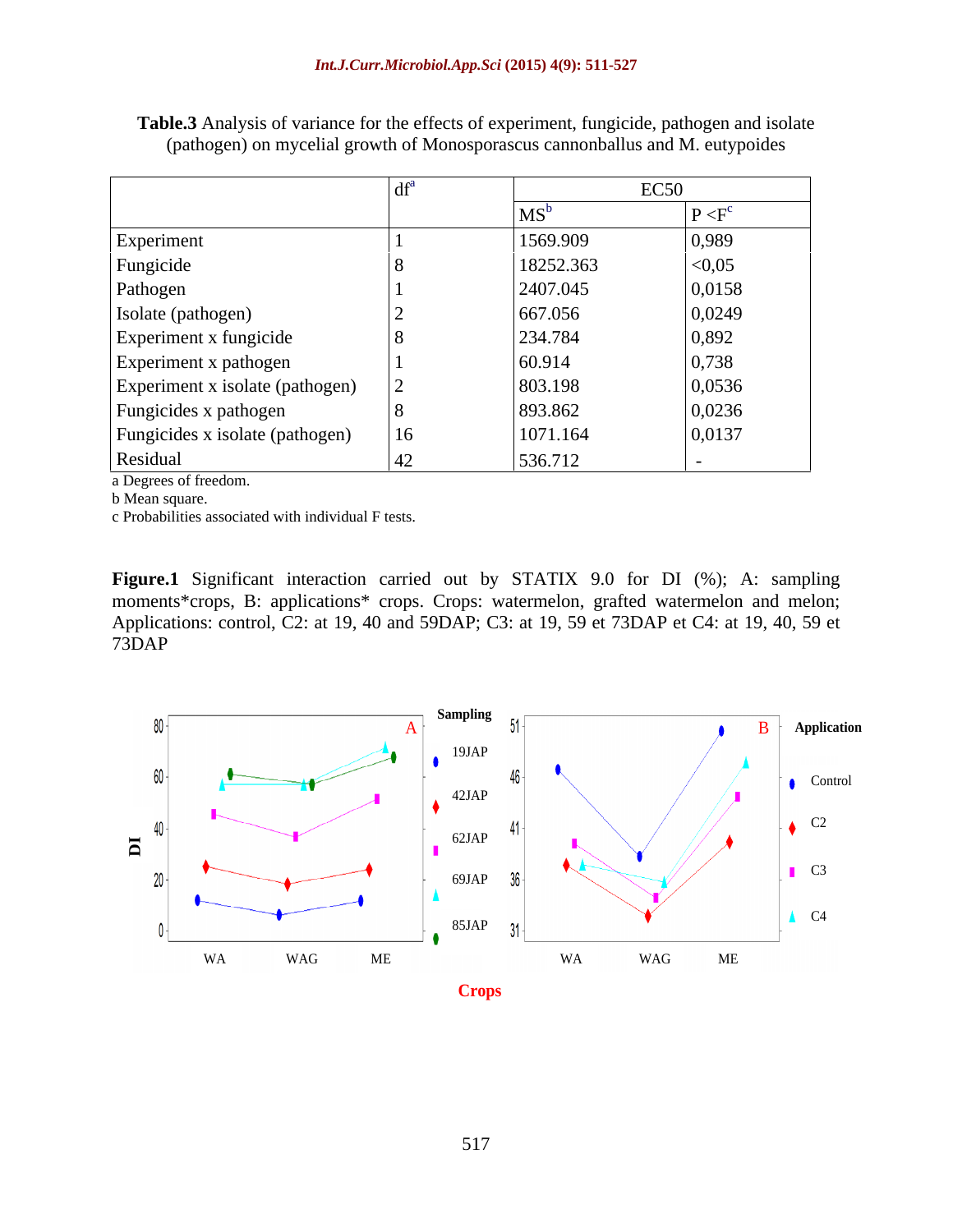**Table.3** Analysis of variance for the effects of experiment, fungicide, pathogen and isolate (pathogen) on mycelial growth of Monosporascus cannonballus and M. eutypoides

| | df[a] | EC50 | |
|---|---|---|---|
| | | MS[b] | P <F[c] |
| Experiment | 1 | 1569.909 | 0,989 |
| Fungicide | 8 | 18252.363 | <0,05 |
| Pathogen | 1 | 2407.045 | 0,0158 |
| Isolate (pathogen) | 2 | 667.056 | 0,0249 |
| Experiment x fungicide | 8 | 234.784 | 0,892 |
| Experiment x pathogen | 1 | 60.914 | 0,738 |
| Experiment x isolate (pathogen) | 2 | 803.198 | 0,0536 |
| Fungicides x pathogen | 8 | 893.862 | 0,0236 |
| Fungicides x isolate (pathogen) | 16 | 1071.164 | 0,0137 |
| Residual | 42 | 536.712 | - |

a Degrees of freedom.
b Mean square.
c Probabilities associated with individual F tests.

**Figure.1** Significant interaction carried out by STATIX 9.0 for DI (%); A: sampling moments*crops, B: applications* crops. Crops: watermelon, grafted watermelon and melon; Applications: control, C2: at 19, 40 and 59DAP; C3: at 19, 59 et 73DAP et C4: at 19, 40, 59 et 73DAP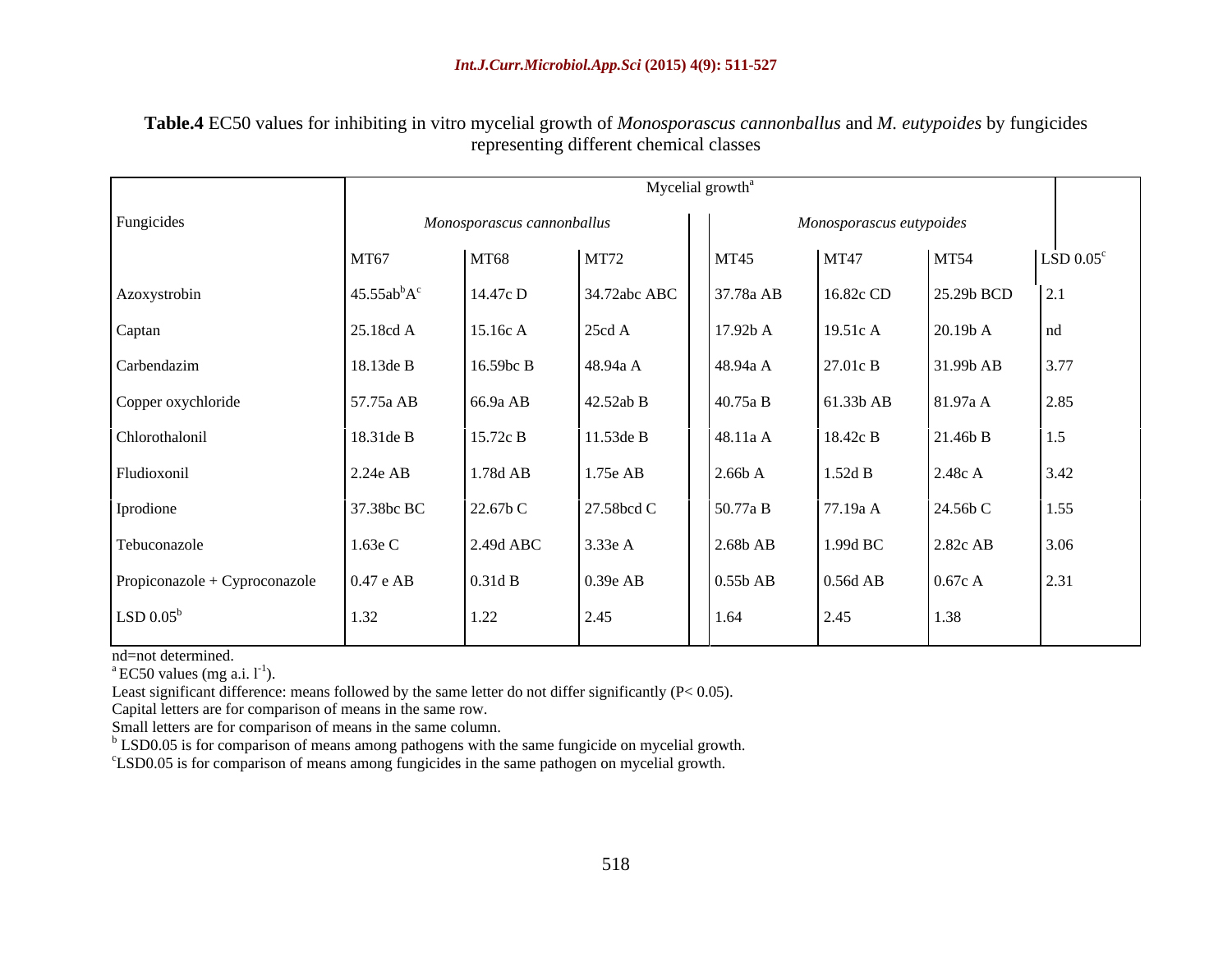**Table.4** EC50 values for inhibiting in vitro mycelial growth of *Monosporascus cannonballus* and *M. eutypoides* by fungicides representing different chemical classes

| Fungicides | Mycelial growth[a] | | | | | | |
|---|---|---|---|---|---|---|---|
| | *Monosporascus cannonballus* | | | *Monosporascus eutypoides* | | | |
| | MT67 | MT68 | MT72 | MT45 | MT47 | MT54 | LSD 0.05[c] |
| Azoxystrobin | 45.55ab[b]A[c] | 14.47c D | 34.72abc ABC | 37.78a AB | 16.82c CD | 25.29b BCD | 2.1 |
| Captan | 25.18cd A | 15.16c A | 25cd A | 17.92b A | 19.51c A | 20.19b A | nd |
| Carbendazim | 18.13de B | 16.59bc B | 48.94a A | 48.94a A | 27.01c B | 31.99b AB | 3.77 |
| Copper oxychloride | 57.75a AB | 66.9a AB | 42.52ab B | 40.75a B | 61.33b AB | 81.97a A | 2.85 |
| Chlorothalonil | 18.31de B | 15.72c B | 11.53de B | 48.11a A | 18.42c B | 21.46b B | 1.5 |
| Fludioxonil | 2.24e AB | 1.78d AB | 1.75e AB | 2.66b A | 1.52d B | 2.48c A | 3.42 |
| Iprodione | 37.38bc BC | 22.67b C | 27.58bcd C | 50.77a B | 77.19a A | 24.56b C | 1.55 |
| Tebuconazole | 1.63e C | 2.49d ABC | 3.33e A | 2.68b AB | 1.99d BC | 2.82c AB | 3.06 |
| Propiconazole + Cyproconazole | 0.47 e AB | 0.31d B | 0.39e AB | 0.55b AB | 0.56d AB | 0.67c A | 2.31 |
| LSD 0.05[b] | 1.32 | 1.22 | 2.45 | 1.64 | 2.45 | 1.38 | |

nd=not determined.

[a] EC50 values (mg a.i. $l^{-1}$).

Least significant difference: means followed by the same letter do not differ significantly ($P< 0.05$).

Capital letters are for comparison of means in the same row.

Small letters are for comparison of means in the same column.

[b] LSD0.05 is for comparison of means among pathogens with the same fungicide on mycelial growth.

[c]LSD0.05 is for comparison of means among fungicides in the same pathogen on mycelial growth.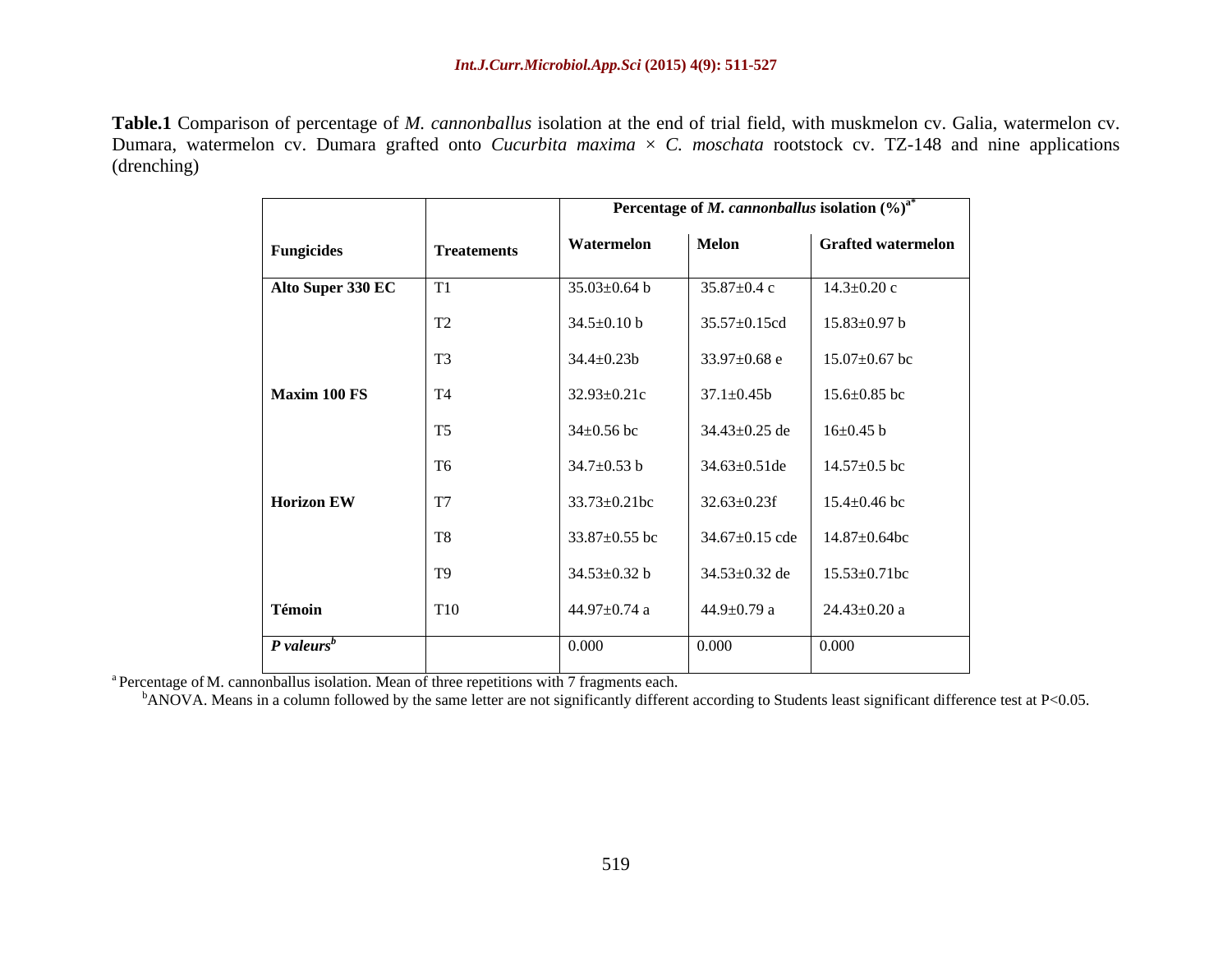**Table.1** Comparison of percentage of *M. cannonballus* isolation at the end of trial field, with muskmelon cv. Galia, watermelon cv. Dumara, watermelon cv. Dumara grafted onto *Cucurbita maxima* × *C. moschata* rootstock cv. TZ-148 and nine applications (drenching)

| Fungicides | Treatements | Percentage of *M. cannonballus* isolation (%)[a*] | | |
|---|---|---|---|---|
| | | **Watermelon** | **Melon** | **Grafted watermelon** |
| **Alto Super 330 EC** | T1 | 35.03±0.64 b | 35.87±0.4 c | 14.3±0.20 c |
| | T2 | 34.5±0.10 b | 35.57±0.15cd | 15.83±0.97 b |
| | T3 | 34.4±0.23b | 33.97±0.68 e | 15.07±0.67 bc |
| **Maxim 100 FS** | T4 | 32.93±0.21c | 37.1±0.45b | 15.6±0.85 bc |
| | T5 | 34±0.56 bc | 34.43±0.25 de | 16±0.45 b |
| | T6 | 34.7±0.53 b | 34.63±0.51de | 14.57±0.5 bc |
| **Horizon EW** | T7 | 33.73±0.21bc | 32.63±0.23f | 15.4±0.46 bc |
| | T8 | 33.87±0.55 bc | 34.67±0.15 cde | 14.87±0.64bc |
| | T9 | 34.53±0.32 b | 34.53±0.32 de | 15.53±0.71bc |
| **Témoin** | T10 | 44.97±0.74 a | 44.9±0.79 a | 24.43±0.20 a |
| ***P valeurs***[b] | | 0.000 | 0.000 | 0.000 |

[a] Percentage of M. cannonballus isolation. Mean of three repetitions with 7 fragments each.

[b]ANOVA. Means in a column followed by the same letter are not significantly different according to Students least significant difference test at $P<0.05$.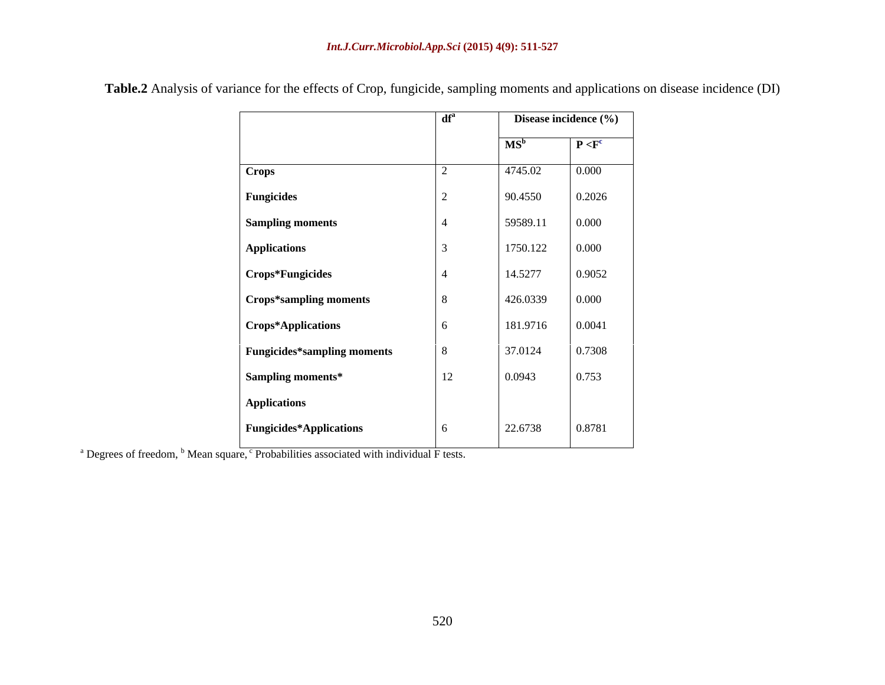**Table.2** Analysis of variance for the effects of Crop, fungicide, sampling moments and applications on disease incidence (DI)

| | df[a] | Disease incidence (%) | |
|---|---|---|---|
| | | MS[b] | P <F[c] |
| **Crops** | 2 | 4745.02 | 0.000 |
| **Fungicides** | 2 | 90.4550 | 0.2026 |
| **Sampling moments** | 4 | 59589.11 | 0.000 |
| **Applications** | 3 | 1750.122 | 0.000 |
| **Crops*Fungicides** | 4 | 14.5277 | 0.9052 |
| **Crops*sampling moments** | 8 | 426.0339 | 0.000 |
| **Crops*Applications** | 6 | 181.9716 | 0.0041 |
| **Fungicides*sampling moments** | 8 | 37.0124 | 0.7308 |
| **Sampling moments* Applications** | 12 | 0.0943 | 0.753 |
| **Fungicides*Applications** | 6 | 22.6738 | 0.8781 |

[a] Degrees of freedom, [b] Mean square, [c] Probabilities associated with individual F tests.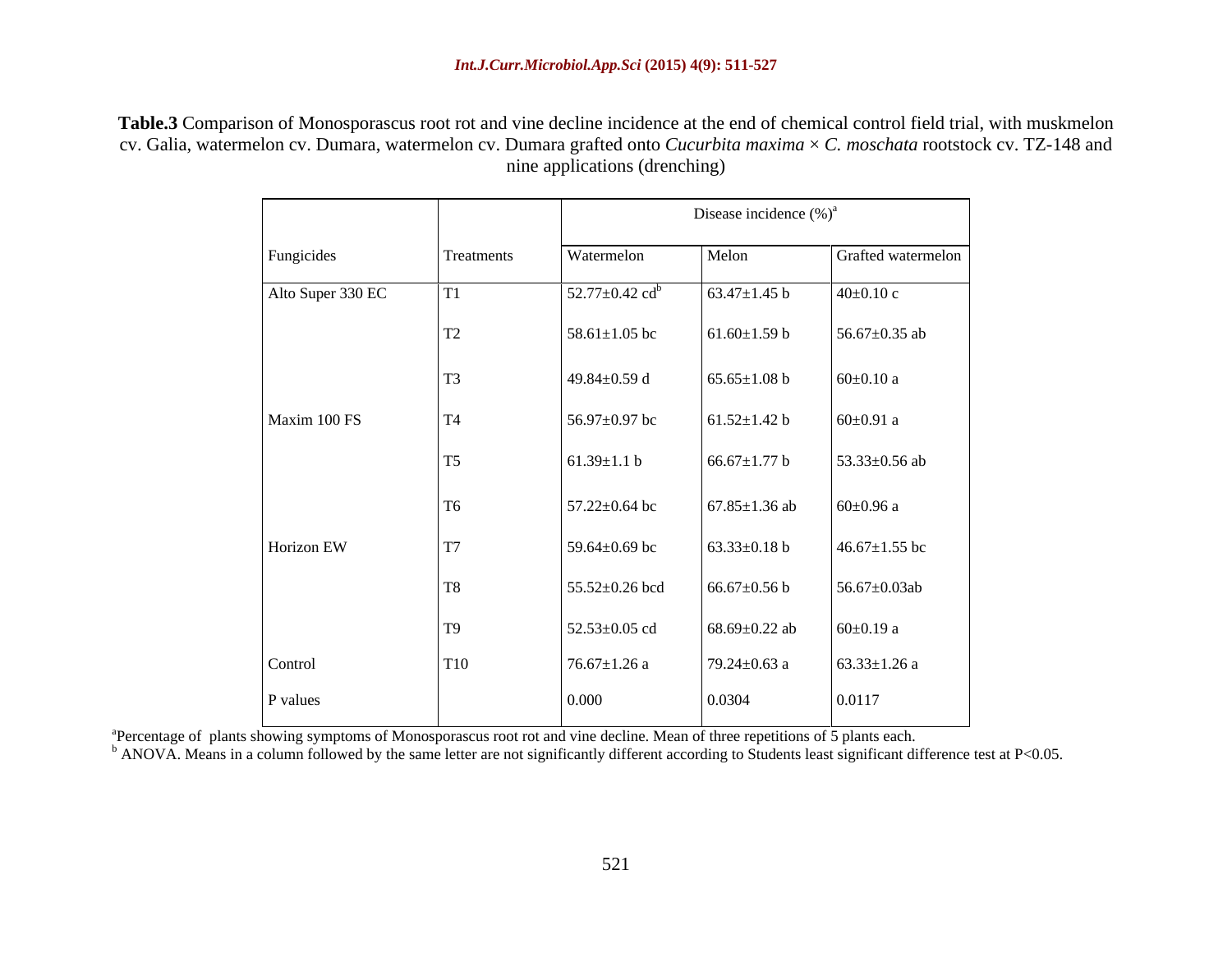**Table.3** Comparison of Monosporascus root rot and vine decline incidence at the end of chemical control field trial, with muskmelon cv. Galia, watermelon cv. Dumara, watermelon cv. Dumara grafted onto *Cucurbita maxima* × *C. moschata* rootstock cv. TZ-148 and nine applications (drenching)

| | | Disease incidence (%)[a] | | |
|---|---|---|---|---|
| Fungicides | Treatments | Watermelon | Melon | Grafted watermelon |
| Alto Super 330 EC | T1 | 52.77±0.42 cd[b] | 63.47±1.45 b | 40±0.10 c |
| | T2 | 58.61±1.05 bc | 61.60±1.59 b | 56.67±0.35 ab |
| | T3 | 49.84±0.59 d | 65.65±1.08 b | 60±0.10 a |
| Maxim 100 FS | T4 | 56.97±0.97 bc | 61.52±1.42 b | 60±0.91 a |
| | T5 | 61.39±1.1 b | 66.67±1.77 b | 53.33±0.56 ab |
| | T6 | 57.22±0.64 bc | 67.85±1.36 ab | 60±0.96 a |
| Horizon EW | T7 | 59.64±0.69 bc | 63.33±0.18 b | 46.67±1.55 bc |
| | T8 | 55.52±0.26 bcd | 66.67±0.56 b | 56.67±0.03ab |
| | T9 | 52.53±0.05 cd | 68.69±0.22 ab | 60±0.19 a |
| Control | T10 | 76.67±1.26 a | 79.24±0.63 a | 63.33±1.26 a |
| P values | | 0.000 | 0.0304 | 0.0117 |

[a]Percentage of plants showing symptoms of Monosporascus root rot and vine decline. Mean of three repetitions of 5 plants each.
[b] ANOVA. Means in a column followed by the same letter are not significantly different according to Students least significant difference test at P<0.05.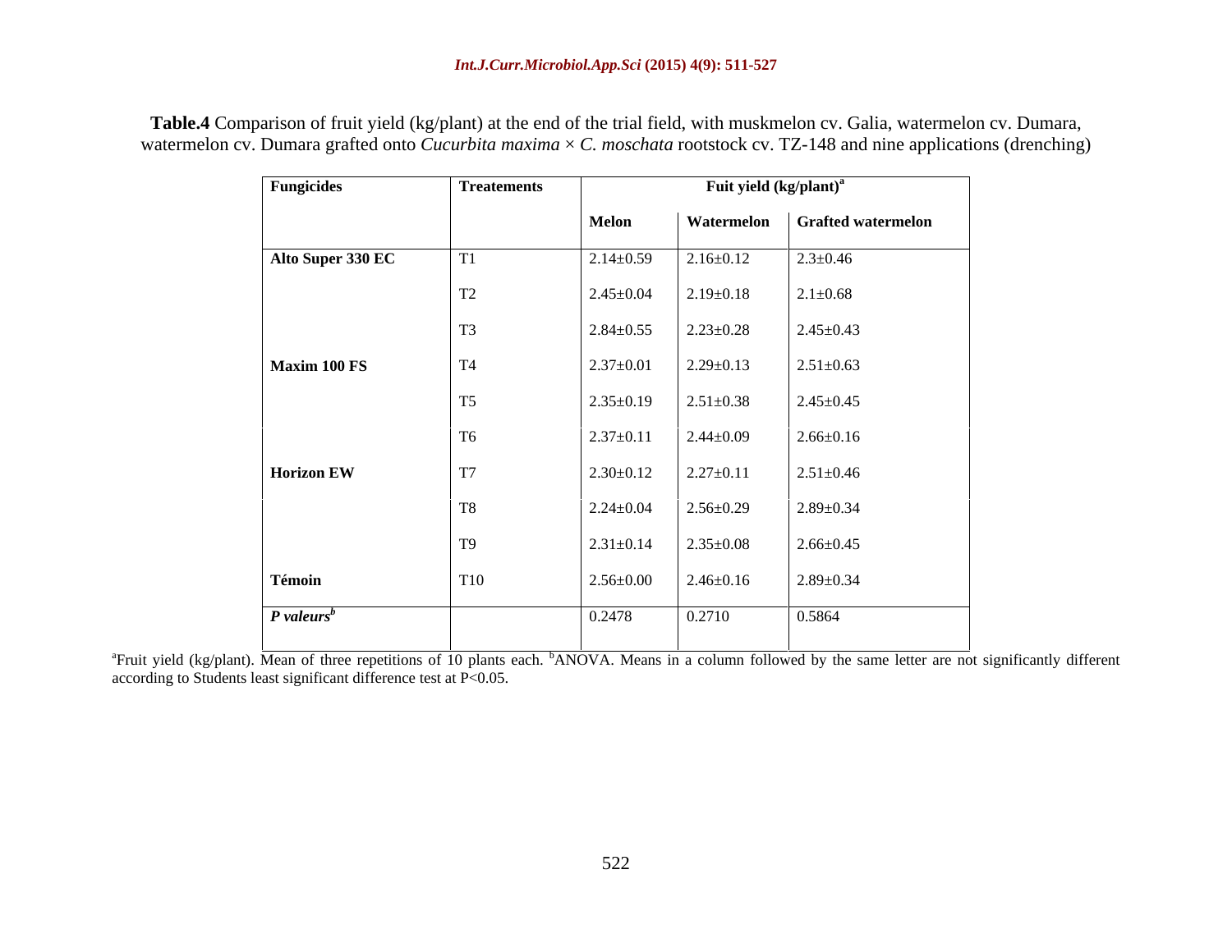**Table.4** Comparison of fruit yield (kg/plant) at the end of the trial field, with muskmelon cv. Galia, watermelon cv. Dumara, watermelon cv. Dumara grafted onto *Cucurbita maxima* × *C. moschata* rootstock cv. TZ-148 and nine applications (drenching)

| Fungicides | Treatements | Fuit yield (kg/plant)[a] | | |
|---|---|---|---|---|
| | | Melon | Watermelon | Grafted watermelon |
| **Alto Super 330 EC** | T1 | 2.14±0.59 | 2.16±0.12 | 2.3±0.46 |
| | T2 | 2.45±0.04 | 2.19±0.18 | 2.1±0.68 |
| | T3 | 2.84±0.55 | 2.23±0.28 | 2.45±0.43 |
| **Maxim 100 FS** | T4 | 2.37±0.01 | 2.29±0.13 | 2.51±0.63 |
| | T5 | 2.35±0.19 | 2.51±0.38 | 2.45±0.45 |
| | T6 | 2.37±0.11 | 2.44±0.09 | 2.66±0.16 |
| **Horizon EW** | T7 | 2.30±0.12 | 2.27±0.11 | 2.51±0.46 |
| | T8 | 2.24±0.04 | 2.56±0.29 | 2.89±0.34 |
| | T9 | 2.31±0.14 | 2.35±0.08 | 2.66±0.45 |
| **Témoin** | T10 | 2.56±0.00 | 2.46±0.16 | 2.89±0.34 |
| ***P valeurs***[b] | | 0.2478 | 0.2710 | 0.5864 |

[a]Fruit yield (kg/plant). Mean of three repetitions of 10 plants each. [b]ANOVA. Means in a column followed by the same letter are not significantly different according to Students least significant difference test at $P<0.05$.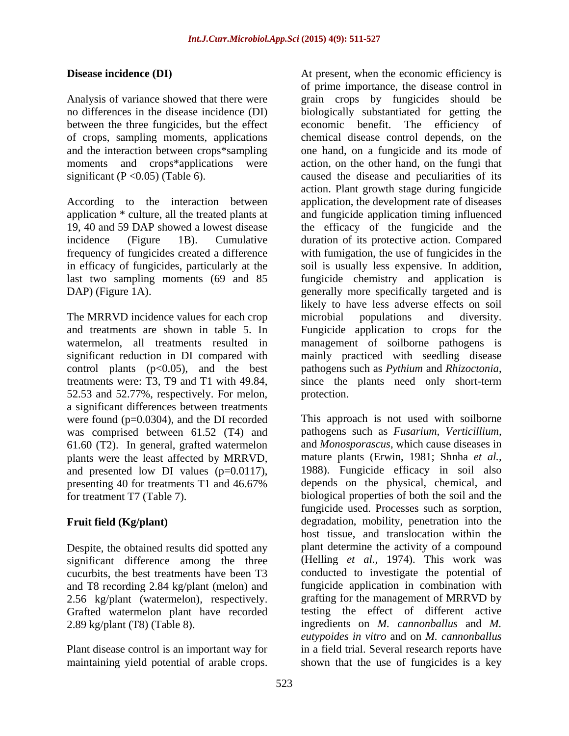**Disease incidence (DI)**

Analysis of variance showed that there were no differences in the disease incidence (DI) between the three fungicides, but the effect of crops, sampling moments, applications and the interaction between crops*sampling moments and crops*applications were significant (P <0.05) (Table 6).

According to the interaction between application * culture, all the treated plants at 19, 40 and 59 DAP showed a lowest disease incidence (Figure 1B). Cumulative frequency of fungicides created a difference in efficacy of fungicides, particularly at the last two sampling moments (69 and 85 DAP) (Figure 1A).

The MRRVD incidence values for each crop and treatments are shown in table 5. In watermelon, all treatments resulted in significant reduction in DI compared with control plants (p<0.05), and the best treatments were: T3, T9 and T1 with 49.84, 52.53 and 52.77%, respectively. For melon, a significant differences between treatments were found (p=0.0304), and the DI recorded was comprised between 61.52 (T4) and 61.60 (T2). In general, grafted watermelon plants were the least affected by MRRVD, and presented low DI values (p=0.0117), presenting 40 for treatments T1 and 46.67% for treatment T7 (Table 7).

**Fruit field (Kg/plant)**

Despite, the obtained results did spotted any significant difference among the three cucurbits, the best treatments have been T3 and T8 recording 2.84 kg/plant (melon) and 2.56 kg/plant (watermelon), respectively. Grafted watermelon plant have recorded 2.89 kg/plant (T8) (Table 8).

Plant disease control is an important way for maintaining yield potential of arable crops. At present, when the economic efficiency is of prime importance, the disease control in grain crops by fungicides should be biologically substantiated for getting the economic benefit. The efficiency of chemical disease control depends, on the one hand, on a fungicide and its mode of action, on the other hand, on the fungi that caused the disease and peculiarities of its action. Plant growth stage during fungicide application, the development rate of diseases and fungicide application timing influenced the efficacy of the fungicide and the duration of its protective action. Compared with fumigation, the use of fungicides in the soil is usually less expensive. In addition, fungicide chemistry and application is generally more specifically targeted and is likely to have less adverse effects on soil microbial populations and diversity. Fungicide application to crops for the management of soilborne pathogens is mainly practiced with seedling disease pathogens such as *Pythium* and *Rhizoctonia*, since the plants need only short-term protection.

This approach is not used with soilborne pathogens such as *Fusarium, Verticillium,* and *Monosporascus*, which cause diseases in mature plants (Erwin, 1981; Shnha *et al.,* 1988). Fungicide efficacy in soil also depends on the physical, chemical, and biological properties of both the soil and the fungicide used. Processes such as sorption, degradation, mobility, penetration into the host tissue, and translocation within the plant determine the activity of a compound (Helling *et al.,* 1974). This work was conducted to investigate the potential of fungicide application in combination with grafting for the management of MRRVD by testing the effect of different active ingredients on *M. cannonballus* and *M. eutypoides in vitro* and on *M. cannonballus* in a field trial. Several research reports have shown that the use of fungicides is a key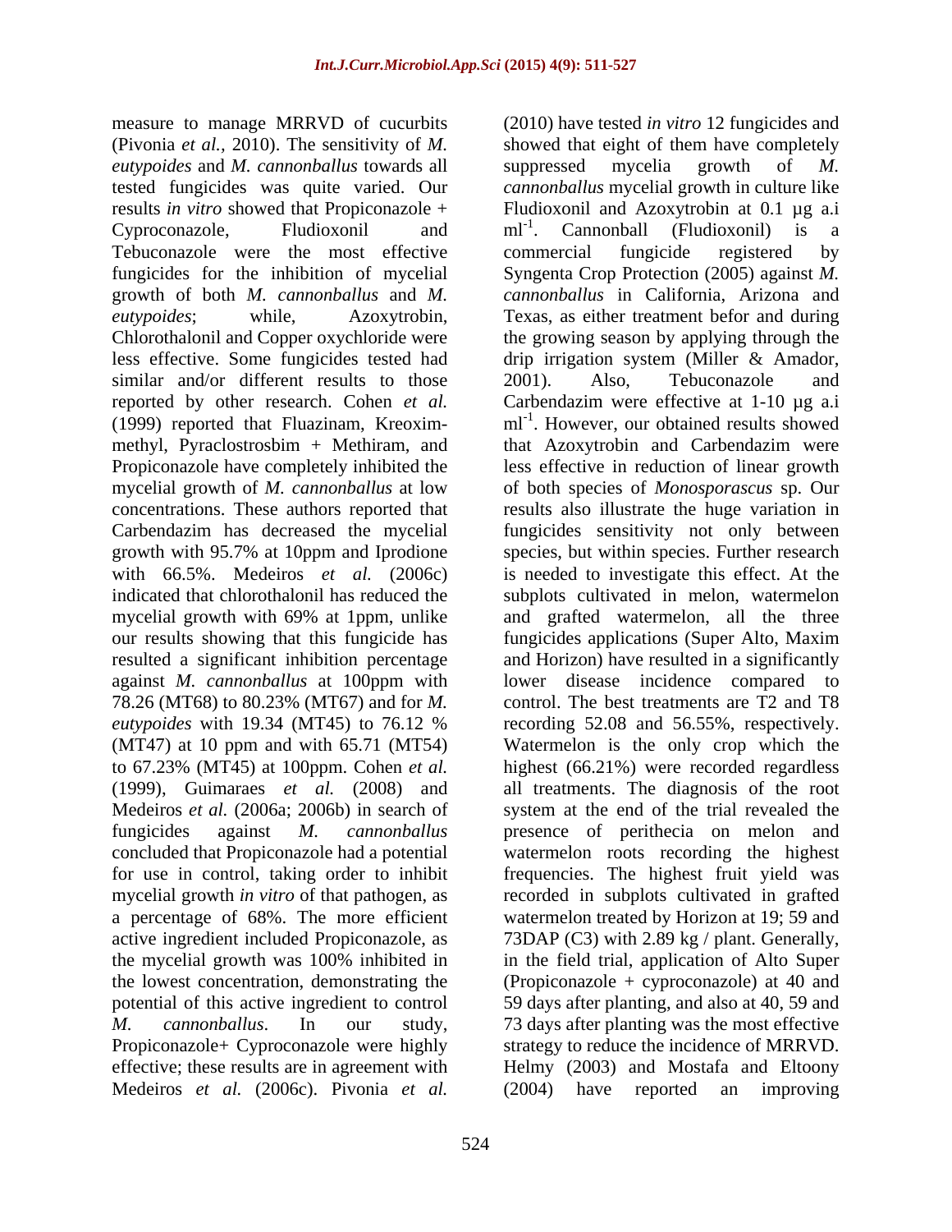measure to manage MRRVD of cucurbits (Pivonia *et al.,* 2010). The sensitivity of *M. eutypoides* and *M. cannonballus* towards all tested fungicides was quite varied. Our results *in vitro* showed that Propiconazole + Cyproconazole, Fludioxonil and Tebuconazole were the most effective fungicides for the inhibition of mycelial growth of both *M. cannonballus* and *M. eutypoides*; while, Azoxytrobin, Chlorothalonil and Copper oxychloride were less effective. Some fungicides tested had similar and/or different results to those reported by other research. Cohen *et al.* (1999) reported that Fluazinam, Kreoxim-methyl, Pyraclostrosbim + Methiram, and Propiconazole have completely inhibited the mycelial growth of *M. cannonballus* at low concentrations. These authors reported that Carbendazim has decreased the mycelial growth with 95.7% at 10ppm and Iprodione with 66.5%. Medeiros *et al.* (2006c) indicated that chlorothalonil has reduced the mycelial growth with 69% at 1ppm, unlike our results showing that this fungicide has resulted a significant inhibition percentage against *M. cannonballus* at 100ppm with 78.26 (MT68) to 80.23% (MT67) and for *M. eutypoides* with 19.34 (MT45) to 76.12 % (MT47) at 10 ppm and with 65.71 (MT54) to 67.23% (MT45) at 100ppm. Cohen *et al.* (1999), Guimaraes *et al.* (2008) and Medeiros *et al.* (2006a; 2006b) in search of fungicides against *M. cannonballus* concluded that Propiconazole had a potential for use in control, taking order to inhibit mycelial growth *in vitro* of that pathogen, as a percentage of 68%. The more efficient active ingredient included Propiconazole, as the mycelial growth was 100% inhibited in the lowest concentration, demonstrating the potential of this active ingredient to control *M. cannonballus*. In our study, Propiconazole+ Cyproconazole were highly effective; these results are in agreement with Medeiros *et al.* (2006c). Pivonia *et al.* (2010) have tested *in vitro* 12 fungicides and showed that eight of them have completely suppressed mycelia growth of *M. cannonballus* mycelial growth in culture like Fludioxonil and Azoxytrobin at 0.1 µg a.i $ml^{-1}$. Cannonball (Fludioxonil) is a commercial fungicide registered by Syngenta Crop Protection (2005) against *M. cannonballus* in California, Arizona and Texas, as either treatment befor and during the growing season by applying through the drip irrigation system (Miller & Amador, 2001). Also, Tebuconazole and Carbendazim were effective at 1-10 µg a.i $ml^{-1}$. However, our obtained results showed that Azoxytrobin and Carbendazim were less effective in reduction of linear growth of both species of *Monosporascus* sp. Our results also illustrate the huge variation in fungicides sensitivity not only between species, but within species. Further research is needed to investigate this effect. At the subplots cultivated in melon, watermelon and grafted watermelon, all the three fungicides applications (Super Alto, Maxim and Horizon) have resulted in a significantly lower disease incidence compared to control. The best treatments are T2 and T8 recording 52.08 and 56.55%, respectively. Watermelon is the only crop which the highest (66.21%) were recorded regardless all treatments. The diagnosis of the root system at the end of the trial revealed the presence of perithecia on melon and watermelon roots recording the highest frequencies. The highest fruit yield was recorded in subplots cultivated in grafted watermelon treated by Horizon at 19; 59 and 73DAP (C3) with 2.89 kg / plant. Generally, in the field trial, application of Alto Super (Propiconazole + cyproconazole) at 40 and 59 days after planting, and also at 40, 59 and 73 days after planting was the most effective strategy to reduce the incidence of MRRVD. Helmy (2003) and Mostafa and Eltoony (2004) have reported an improving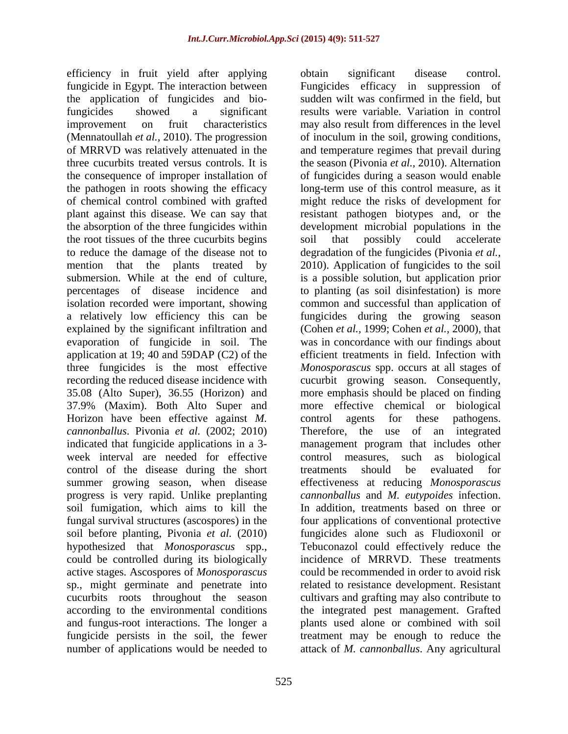efficiency in fruit yield after applying fungicide in Egypt. The interaction between the application of fungicides and bio-fungicides showed a significant improvement on fruit characteristics (Mennatoullah *et al.,* 2010). The progression of MRRVD was relatively attenuated in the three cucurbits treated versus controls. It is the consequence of improper installation of the pathogen in roots showing the efficacy of chemical control combined with grafted plant against this disease. We can say that the absorption of the three fungicides within the root tissues of the three cucurbits begins to reduce the damage of the disease not to mention that the plants treated by submersion. While at the end of culture, percentages of disease incidence and isolation recorded were important, showing a relatively low efficiency this can be explained by the significant infiltration and evaporation of fungicide in soil. The application at 19; 40 and 59DAP (C2) of the three fungicides is the most effective recording the reduced disease incidence with 35.08 (Alto Super), 36.55 (Horizon) and 37.9% (Maxim). Both Alto Super and Horizon have been effective against *M. cannonballus*. Pivonia *et al.* (2002; 2010) indicated that fungicide applications in a 3-week interval are needed for effective control of the disease during the short summer growing season, when disease progress is very rapid. Unlike preplanting soil fumigation, which aims to kill the fungal survival structures (ascospores) in the soil before planting, Pivonia *et al.* (2010) hypothesized that *Monosporascus* spp., could be controlled during its biologically active stages. Ascospores of *Monosporascus* sp., might germinate and penetrate into cucurbits roots throughout the season according to the environmental conditions and fungus-root interactions. The longer a fungicide persists in the soil, the fewer number of applications would be needed to obtain significant disease control. Fungicides efficacy in suppression of sudden wilt was confirmed in the field, but results were variable. Variation in control may also result from differences in the level of inoculum in the soil, growing conditions, and temperature regimes that prevail during the season (Pivonia *et al.,* 2010). Alternation of fungicides during a season would enable long-term use of this control measure, as it might reduce the risks of development for resistant pathogen biotypes and, or the development microbial populations in the soil that possibly could accelerate degradation of the fungicides (Pivonia *et al.,* 2010). Application of fungicides to the soil is a possible solution, but application prior to planting (as soil disinfestation) is more common and successful than application of fungicides during the growing season (Cohen *et al.,* 1999; Cohen *et al.,* 2000), that was in concordance with our findings about efficient treatments in field. Infection with *Monosporascus* spp. occurs at all stages of cucurbit growing season. Consequently, more emphasis should be placed on finding more effective chemical or biological control agents for these pathogens. Therefore, the use of an integrated management program that includes other control measures, such as biological treatments should be evaluated for effectiveness at reducing *Monosporascus cannonballus* and *M. eutypoides* infection. In addition, treatments based on three or four applications of conventional protective fungicides alone such as Fludioxonil or Tebuconazol could effectively reduce the incidence of MRRVD. These treatments could be recommended in order to avoid risk related to resistance development. Resistant cultivars and grafting may also contribute to the integrated pest management. Grafted plants used alone or combined with soil treatment may be enough to reduce the attack of *M. cannonballus*. Any agricultural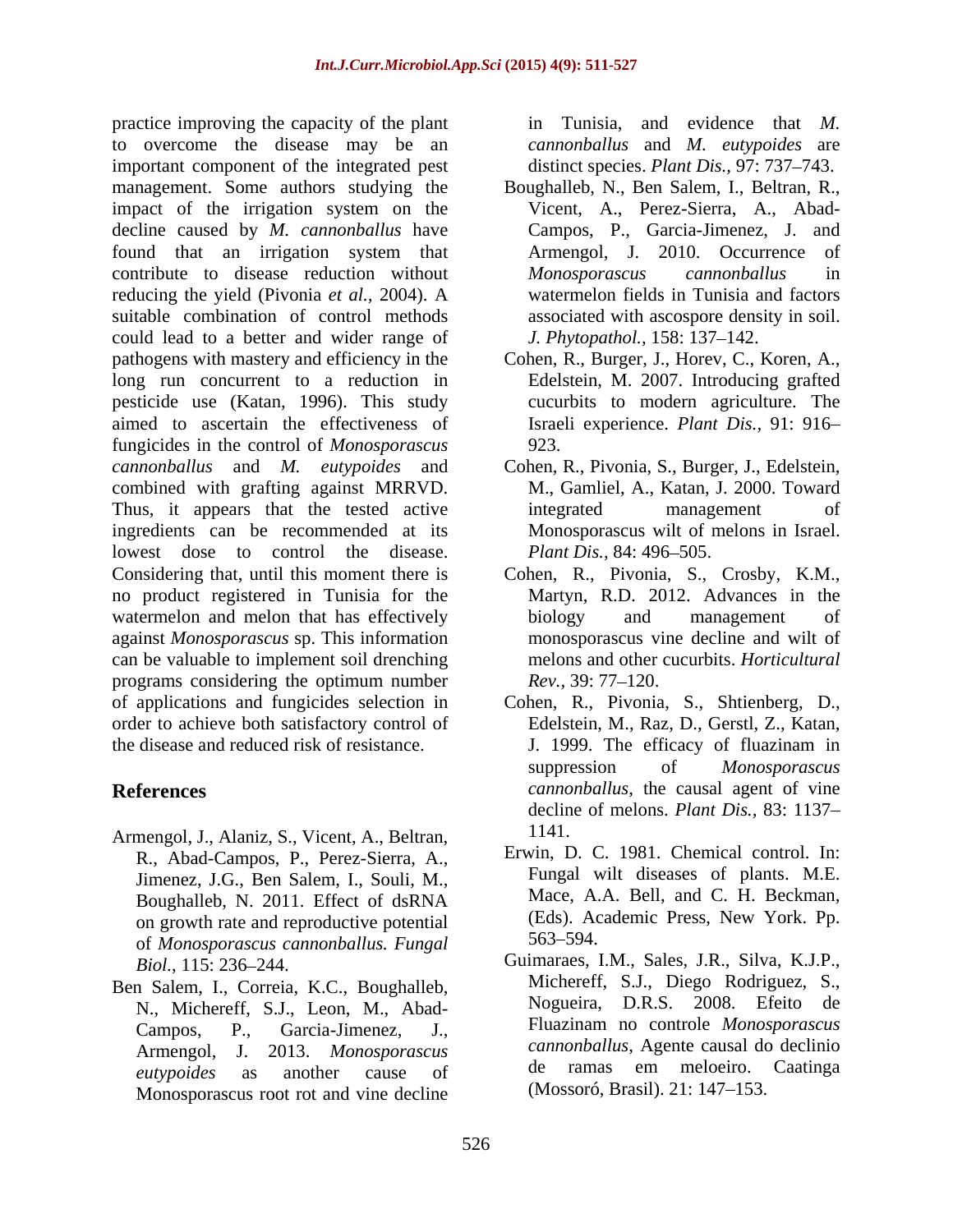practice improving the capacity of the plant to overcome the disease may be an important component of the integrated pest management. Some authors studying the impact of the irrigation system on the decline caused by *M. cannonballus* have found that an irrigation system that contribute to disease reduction without reducing the yield (Pivonia *et al.,* 2004). A suitable combination of control methods could lead to a better and wider range of pathogens with mastery and efficiency in the long run concurrent to a reduction in pesticide use (Katan, 1996). This study aimed to ascertain the effectiveness of fungicides in the control of *Monosporascus cannonballus* and *M. eutypoides* and combined with grafting against MRRVD. Thus, it appears that the tested active ingredients can be recommended at its lowest dose to control the disease. Considering that, until this moment there is no product registered in Tunisia for the watermelon and melon that has effectively against *Monosporascus* sp. This information can be valuable to implement soil drenching programs considering the optimum number of applications and fungicides selection in order to achieve both satisfactory control of the disease and reduced risk of resistance.

## References

Armengol, J., Alaniz, S., Vicent, A., Beltran, R., Abad-Campos, P., Perez-Sierra, A., Jimenez, J.G., Ben Salem, I., Souli, M., Boughalleb, N. 2011. Effect of dsRNA on growth rate and reproductive potential of *Monosporascus cannonballus. Fungal Biol.,* 115: 236–244.

Ben Salem, I., Correia, K.C., Boughalleb, N., Michereff, S.J., Leon, M., Abad-Campos, P., Garcia-Jimenez, J., Armengol, J. 2013. *Monosporascus eutypoides* as another cause of Monosporascus root rot and vine decline in Tunisia, and evidence that *M. cannonballus* and *M. eutypoides* are distinct species. *Plant Dis.,* 97: 737–743.

Boughalleb, N., Ben Salem, I., Beltran, R., Vicent, A., Perez-Sierra, A., Abad-Campos, P., Garcia-Jimenez, J. and Armengol, J. 2010. Occurrence of *Monosporascus cannonballus* in watermelon fields in Tunisia and factors associated with ascospore density in soil. *J. Phytopathol.,* 158: 137–142.

Cohen, R., Burger, J., Horev, C., Koren, A., Edelstein, M. 2007. Introducing grafted cucurbits to modern agriculture. The Israeli experience. *Plant Dis.,* 91: 916–923.

Cohen, R., Pivonia, S., Burger, J., Edelstein, M., Gamliel, A., Katan, J. 2000. Toward integrated management of Monosporascus wilt of melons in Israel. *Plant Dis.,* 84: 496–505.

Cohen, R., Pivonia, S., Crosby, K.M., Martyn, R.D. 2012. Advances in the biology and management of monosporascus vine decline and wilt of melons and other cucurbits. *Horticultural Rev.,* 39: 77–120.

Cohen, R., Pivonia, S., Shtienberg, D., Edelstein, M., Raz, D., Gerstl, Z., Katan, J. 1999. The efficacy of fluazinam in suppression of *Monosporascus cannonballus*, the causal agent of vine decline of melons. *Plant Dis.,* 83: 1137–1141.

Erwin, D. C. 1981. Chemical control. In: Fungal wilt diseases of plants. M.E. Mace, A.A. Bell, and C. H. Beckman, (Eds). Academic Press, New York. Pp. 563–594.

Guimaraes, I.M., Sales, J.R., Silva, K.J.P., Michereff, S.J., Diego Rodriguez, S., Nogueira, D.R.S. 2008. Efeito de Fluazinam no controle *Monosporascus cannonballus*, Agente causal do declinio de ramas em meloeiro. Caatinga (Mossoró, Brasil). 21: 147–153.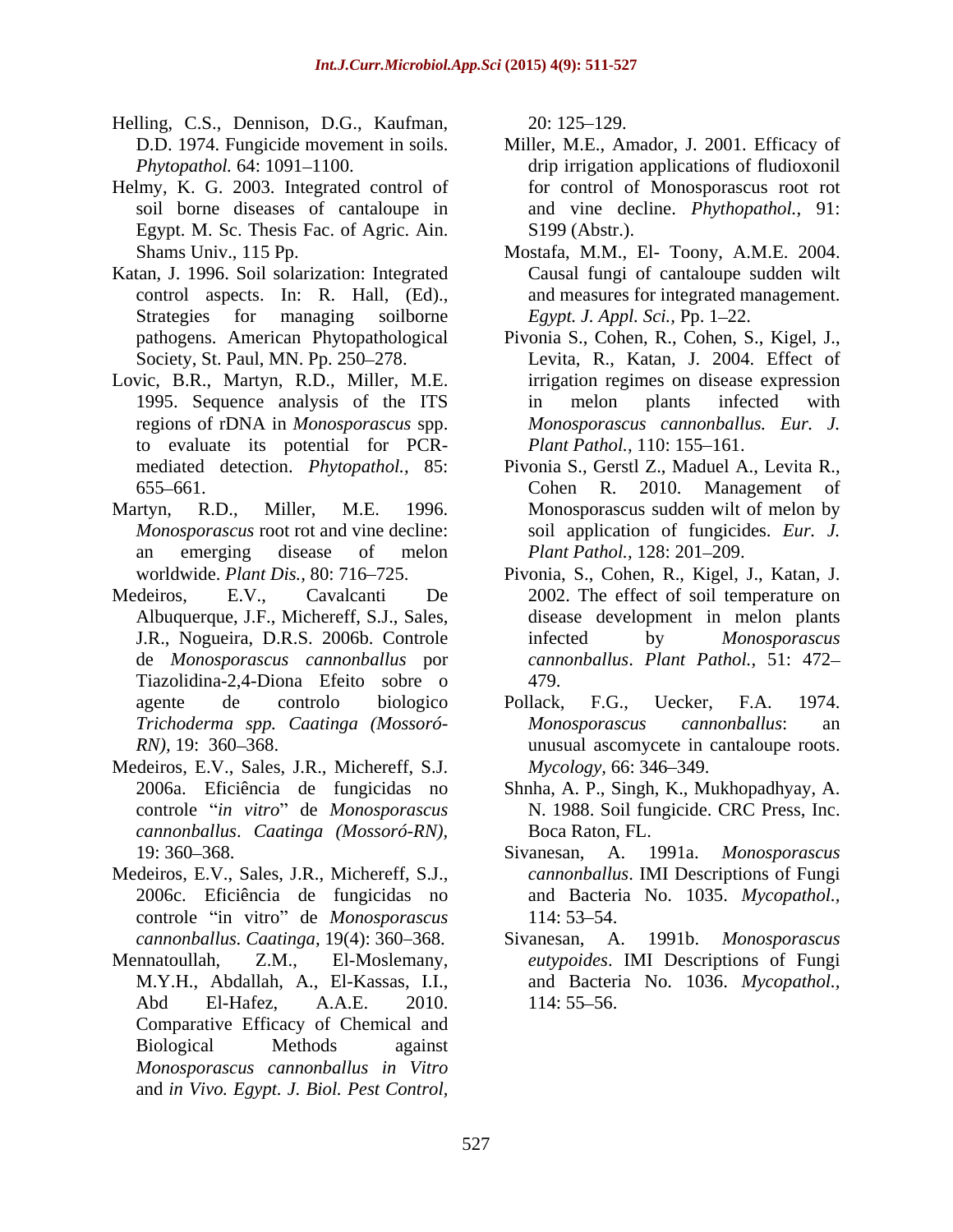Helling, C.S., Dennison, D.G., Kaufman, D.D. 1974. Fungicide movement in soils. *Phytopathol.* 64: 1091–1100.

Helmy, K. G. 2003. Integrated control of soil borne diseases of cantaloupe in Egypt. M. Sc. Thesis Fac. of Agric. Ain. Shams Univ., 115 Pp.

Katan, J. 1996. Soil solarization: Integrated control aspects. In: R. Hall, (Ed)., Strategies for managing soilborne pathogens. American Phytopathological Society, St. Paul, MN. Pp. 250–278.

Lovic, B.R., Martyn, R.D., Miller, M.E. 1995. Sequence analysis of the ITS regions of rDNA in *Monosporascus* spp. to evaluate its potential for PCR-mediated detection. *Phytopathol.,* 85: 655–661.

Martyn, R.D., Miller, M.E. 1996. *Monosporascus* root rot and vine decline: an emerging disease of melon worldwide. *Plant Dis.,* 80: 716–725.

Medeiros, E.V., Cavalcanti De Albuquerque, J.F., Michereff, S.J., Sales, J.R., Nogueira, D.R.S. 2006b. Controle de *Monosporascus cannonballus* por Tiazolidina-2,4-Diona Efeito sobre o agente de controlo biologico *Trichoderma spp. Caatinga (Mossoró-RN),* 19: 360–368.

Medeiros, E.V., Sales, J.R., Michereff, S.J. 2006a. Eficiência de fungicidas no controle "*in vitro*" de *Monosporascus cannonballus*. *Caatinga (Mossoró-RN),* 19: 360–368.

Medeiros, E.V., Sales, J.R., Michereff, S.J., 2006c. Eficiência de fungicidas no controle "in vitro" de *Monosporascus cannonballus. Caatinga,* 19(4): 360–368.

Mennatoullah, Z.M., El-Moslemany, M.Y.H., Abdallah, A., El-Kassas, I.I., Abd El-Hafez, A.A.E. 2010. Comparative Efficacy of Chemical and Biological Methods against *Monosporascus cannonballus in Vitro* and *in Vivo. Egypt. J. Biol. Pest Control,* 20: 125–129.

Miller, M.E., Amador, J. 2001. Efficacy of drip irrigation applications of fludioxonil for control of Monosporascus root rot and vine decline. *Phythopathol.,* 91: S199 (Abstr.).

Mostafa, M.M., El- Toony, A.M.E. 2004. Causal fungi of cantaloupe sudden wilt and measures for integrated management. *Egypt. J. Appl. Sci.,* Pp. 1–22.

Pivonia S., Cohen, R., Cohen, S., Kigel, J., Levita, R., Katan, J. 2004. Effect of irrigation regimes on disease expression in melon plants infected with *Monosporascus cannonballus. Eur. J. Plant Pathol.,* 110: 155–161.

Pivonia S., Gerstl Z., Maduel A., Levita R., Cohen R. 2010. Management of Monosporascus sudden wilt of melon by soil application of fungicides. *Eur. J. Plant Pathol.,* 128: 201–209.

Pivonia, S., Cohen, R., Kigel, J., Katan, J. 2002. The effect of soil temperature on disease development in melon plants infected by *Monosporascus cannonballus*. *Plant Pathol.,* 51: 472–479.

Pollack, F.G., Uecker, F.A. 1974. *Monosporascus cannonballus*: an unusual ascomycete in cantaloupe roots. *Mycology,* 66: 346–349.

Shnha, A. P., Singh, K., Mukhopadhyay, A. N. 1988. Soil fungicide. CRC Press, Inc. Boca Raton, FL.

Sivanesan, A. 1991a. *Monosporascus cannonballus*. IMI Descriptions of Fungi and Bacteria No. 1035. *Mycopathol.,* 114: 53–54.

Sivanesan, A. 1991b. *Monosporascus eutypoides*. IMI Descriptions of Fungi and Bacteria No. 1036. *Mycopathol.,* 114: 55–56.